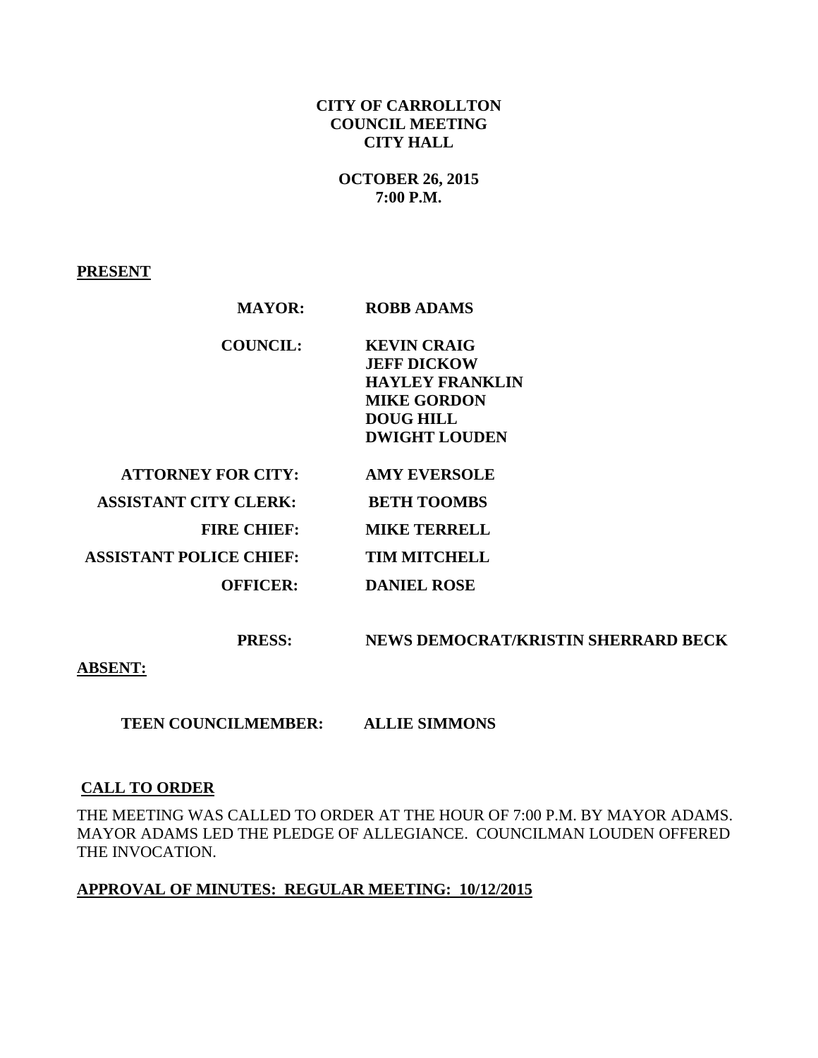**CITY OF CARROLLTON**
**COUNCIL MEETING**
**CITY HALL**

**OCTOBER 26, 2015**
**7:00 P.M.**

**PRESENT**

| | |
|---|---|
| **MAYOR:** | **ROBB ADAMS** |
| **COUNCIL:** | **KEVIN CRAIG**<br>**JEFF DICKOW**<br>**HAYLEY FRANKLIN**<br>**MIKE GORDON**<br>**DOUG HILL**<br>**DWIGHT LOUDEN** |
| **ATTORNEY FOR CITY:** | **AMY EVERSOLE** |
| **ASSISTANT CITY CLERK:** | **BETH TOOMBS** |
| **FIRE CHIEF:** | **MIKE TERRELL** |
| **ASSISTANT POLICE CHIEF:** | **TIM MITCHELL** |
| **OFFICER:** | **DANIEL ROSE** |
| **PRESS:** | **NEWS DEMOCRAT/KRISTIN SHERRARD BECK** |

**ABSENT:**

| | |
|---|---|
| **TEEN COUNCILMEMBER:** | **ALLIE SIMMONS** |

**CALL TO ORDER**

THE MEETING WAS CALLED TO ORDER AT THE HOUR OF 7:00 P.M. BY MAYOR ADAMS. MAYOR ADAMS LED THE PLEDGE OF ALLEGIANCE. COUNCILMAN LOUDEN OFFERED THE INVOCATION.

**APPROVAL OF MINUTES: REGULAR MEETING: 10/12/2015**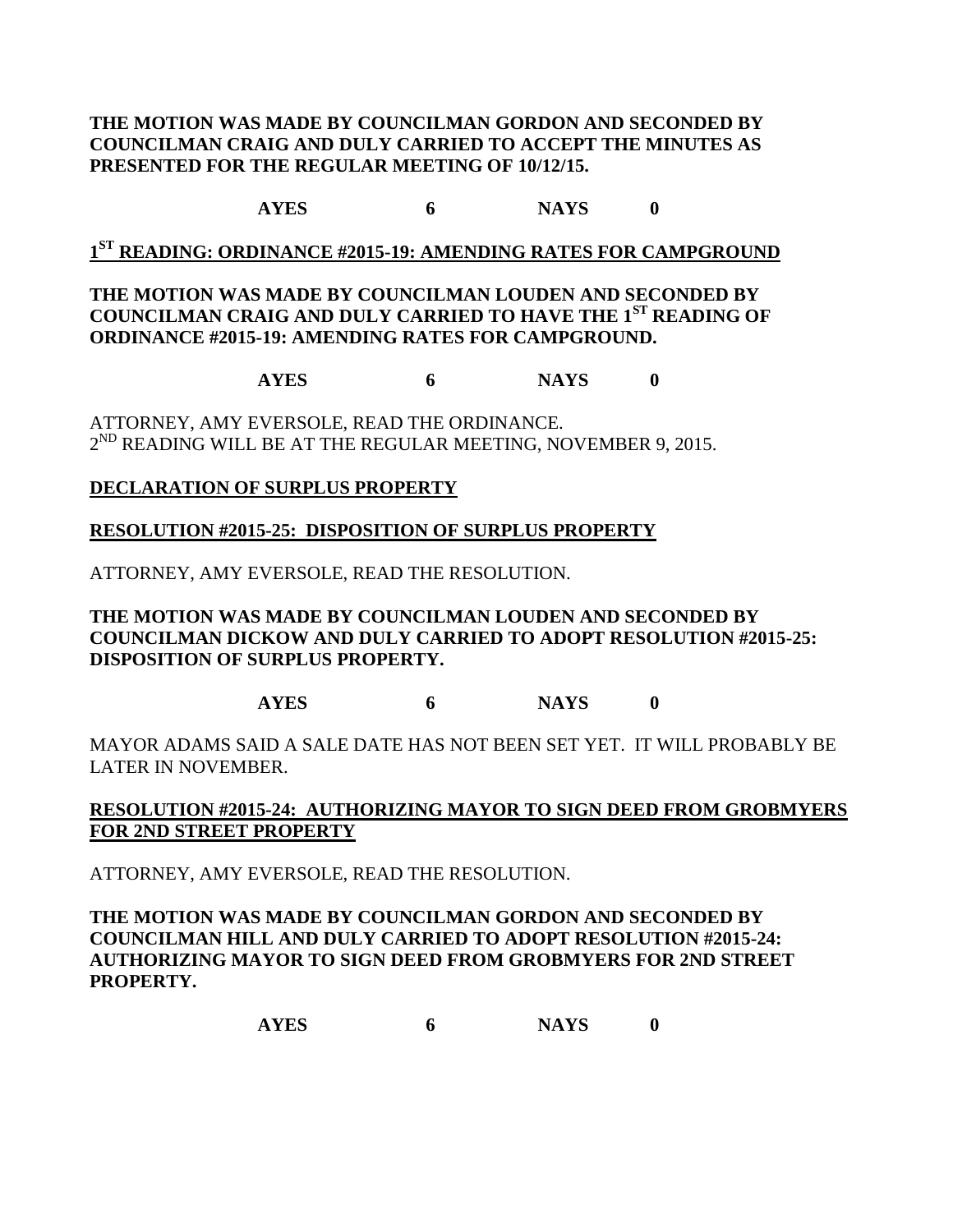**THE MOTION WAS MADE BY COUNCILMAN GORDON AND SECONDED BY COUNCILMAN CRAIG AND DULY CARRIED TO ACCEPT THE MINUTES AS PRESENTED FOR THE REGULAR MEETING OF 10/12/15.**

**AYES 6 NAYS 0**

**1ST READING: ORDINANCE #2015-19: AMENDING RATES FOR CAMPGROUND**

**THE MOTION WAS MADE BY COUNCILMAN LOUDEN AND SECONDED BY COUNCILMAN CRAIG AND DULY CARRIED TO HAVE THE 1ST READING OF ORDINANCE #2015-19: AMENDING RATES FOR CAMPGROUND.**

**AYES 6 NAYS 0**

ATTORNEY, AMY EVERSOLE, READ THE ORDINANCE.
2ND READING WILL BE AT THE REGULAR MEETING, NOVEMBER 9, 2015.

**DECLARATION OF SURPLUS PROPERTY**

**RESOLUTION #2015-25: DISPOSITION OF SURPLUS PROPERTY**

ATTORNEY, AMY EVERSOLE, READ THE RESOLUTION.

**THE MOTION WAS MADE BY COUNCILMAN LOUDEN AND SECONDED BY COUNCILMAN DICKOW AND DULY CARRIED TO ADOPT RESOLUTION #2015-25: DISPOSITION OF SURPLUS PROPERTY.**

**AYES 6 NAYS 0**

MAYOR ADAMS SAID A SALE DATE HAS NOT BEEN SET YET. IT WILL PROBABLY BE LATER IN NOVEMBER.

**RESOLUTION #2015-24: AUTHORIZING MAYOR TO SIGN DEED FROM GROBMYERS FOR 2ND STREET PROPERTY**

ATTORNEY, AMY EVERSOLE, READ THE RESOLUTION.

**THE MOTION WAS MADE BY COUNCILMAN GORDON AND SECONDED BY COUNCILMAN HILL AND DULY CARRIED TO ADOPT RESOLUTION #2015-24: AUTHORIZING MAYOR TO SIGN DEED FROM GROBMYERS FOR 2ND STREET PROPERTY.**

**AYES 6 NAYS 0**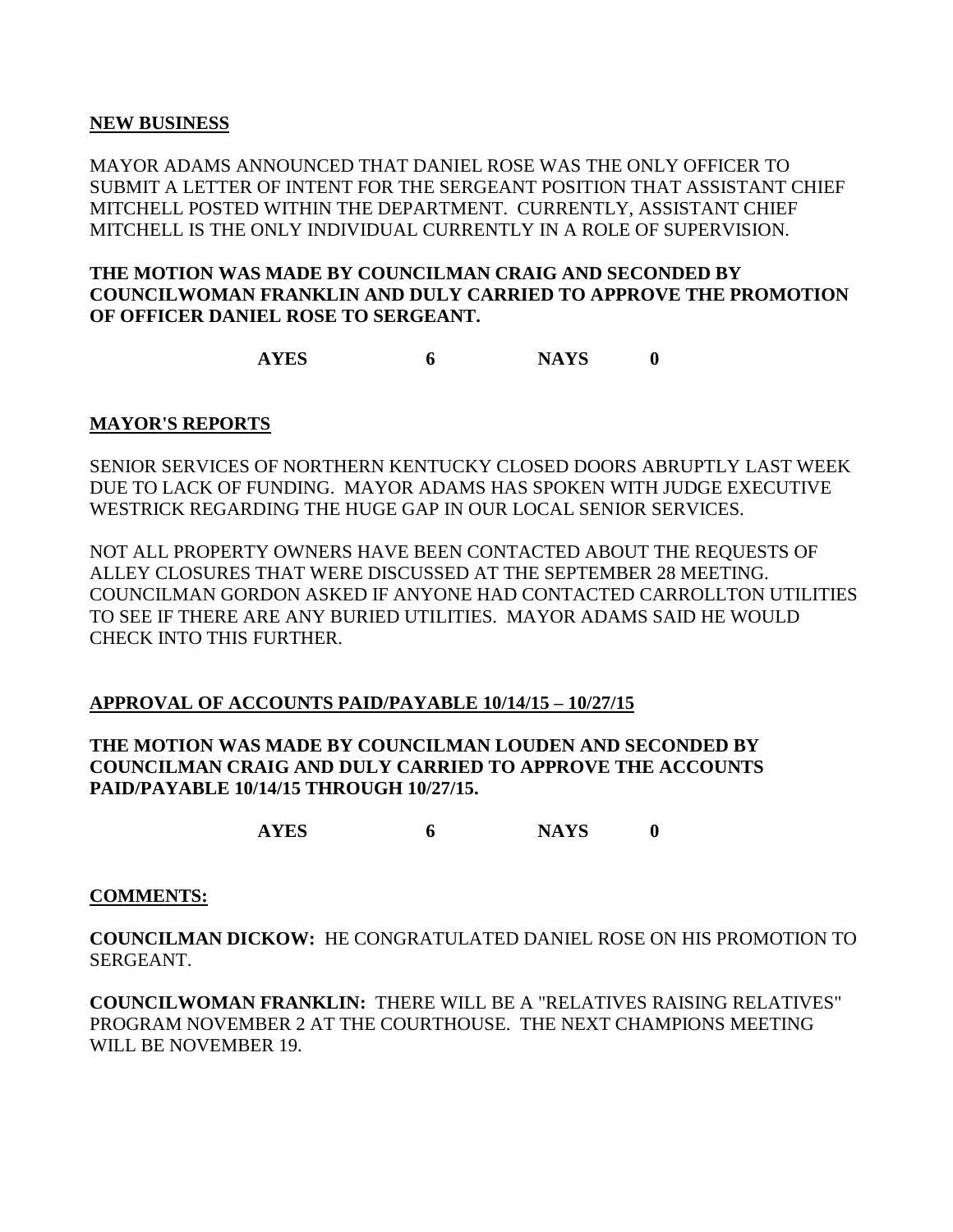## NEW BUSINESS

MAYOR ADAMS ANNOUNCED THAT DANIEL ROSE WAS THE ONLY OFFICER TO SUBMIT A LETTER OF INTENT FOR THE SERGEANT POSITION THAT ASSISTANT CHIEF MITCHELL POSTED WITHIN THE DEPARTMENT. CURRENTLY, ASSISTANT CHIEF MITCHELL IS THE ONLY INDIVIDUAL CURRENTLY IN A ROLE OF SUPERVISION.

**THE MOTION WAS MADE BY COUNCILMAN CRAIG AND SECONDED BY COUNCILWOMAN FRANKLIN AND DULY CARRIED TO APPROVE THE PROMOTION OF OFFICER DANIEL ROSE TO SERGEANT.**

**AYES 6 NAYS 0**

## MAYOR'S REPORTS

SENIOR SERVICES OF NORTHERN KENTUCKY CLOSED DOORS ABRUPTLY LAST WEEK DUE TO LACK OF FUNDING. MAYOR ADAMS HAS SPOKEN WITH JUDGE EXECUTIVE WESTRICK REGARDING THE HUGE GAP IN OUR LOCAL SENIOR SERVICES.

NOT ALL PROPERTY OWNERS HAVE BEEN CONTACTED ABOUT THE REQUESTS OF ALLEY CLOSURES THAT WERE DISCUSSED AT THE SEPTEMBER 28 MEETING. COUNCILMAN GORDON ASKED IF ANYONE HAD CONTACTED CARROLLTON UTILITIES TO SEE IF THERE ARE ANY BURIED UTILITIES. MAYOR ADAMS SAID HE WOULD CHECK INTO THIS FURTHER.

## APPROVAL OF ACCOUNTS PAID/PAYABLE 10/14/15 – 10/27/15

**THE MOTION WAS MADE BY COUNCILMAN LOUDEN AND SECONDED BY COUNCILMAN CRAIG AND DULY CARRIED TO APPROVE THE ACCOUNTS PAID/PAYABLE 10/14/15 THROUGH 10/27/15.**

**AYES 6 NAYS 0**

## COMMENTS:

**COUNCILMAN DICKOW:** HE CONGRATULATED DANIEL ROSE ON HIS PROMOTION TO SERGEANT.

**COUNCILWOMAN FRANKLIN:** THERE WILL BE A "RELATIVES RAISING RELATIVES" PROGRAM NOVEMBER 2 AT THE COURTHOUSE. THE NEXT CHAMPIONS MEETING WILL BE NOVEMBER 19.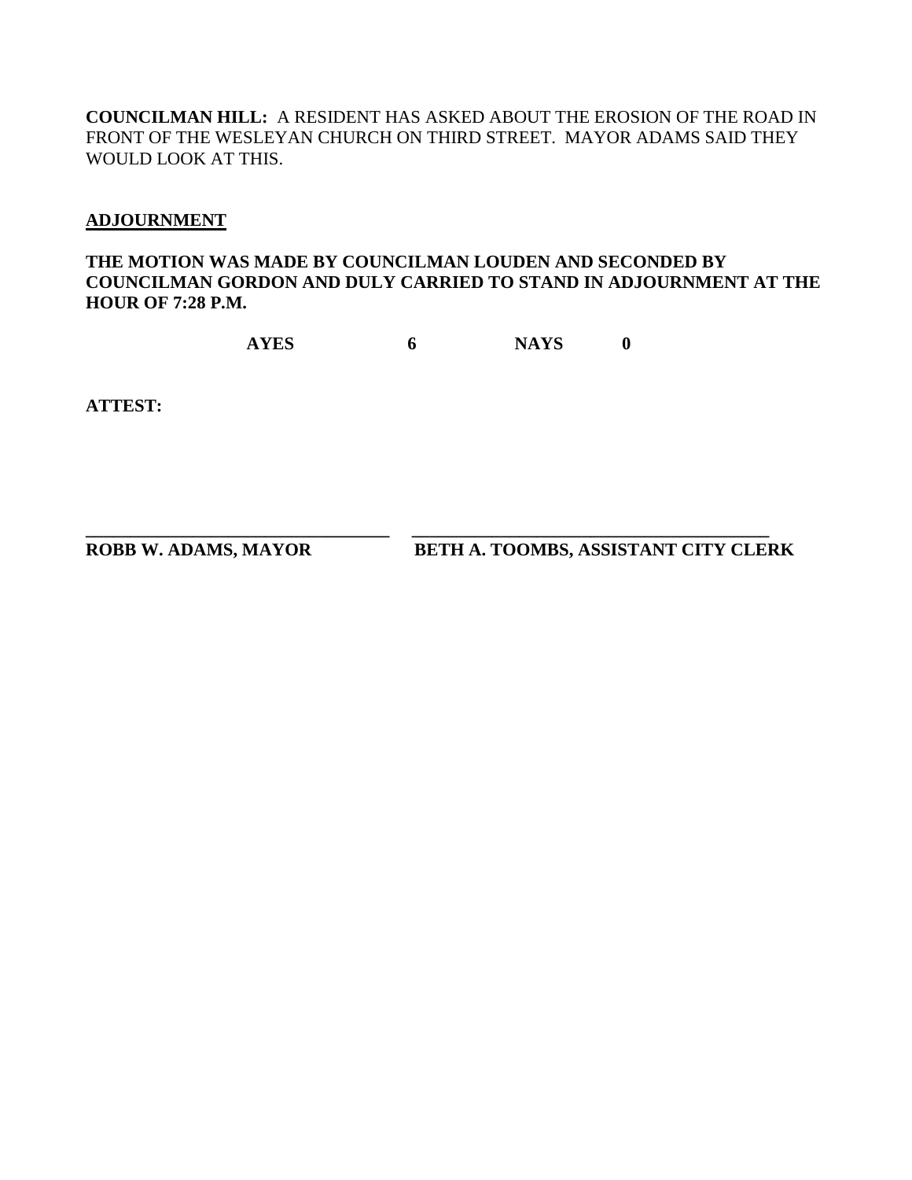**COUNCILMAN HILL:** A RESIDENT HAS ASKED ABOUT THE EROSION OF THE ROAD IN FRONT OF THE WESLEYAN CHURCH ON THIRD STREET. MAYOR ADAMS SAID THEY WOULD LOOK AT THIS.

## ADJOURNMENT

**THE MOTION WAS MADE BY COUNCILMAN LOUDEN AND SECONDED BY COUNCILMAN GORDON AND DULY CARRIED TO STAND IN ADJOURNMENT AT THE HOUR OF 7:28 P.M.**

**AYES 6 NAYS 0**

**ATTEST:**

___________________________________ ________________________________________

**ROBB W. ADAMS, MAYOR** **BETH A. TOOMBS, ASSISTANT CITY CLERK**